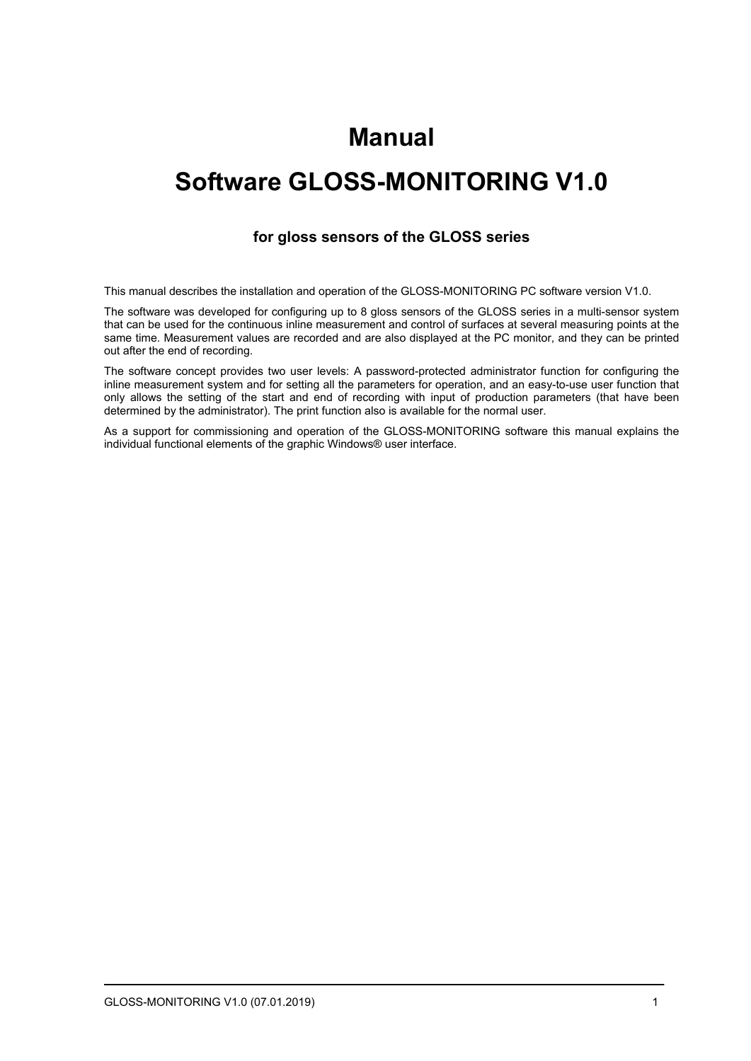# Manual

# Software GLOSS-MONITORING V1.0

### for gloss sensors of the GLOSS series

This manual describes the installation and operation of the GLOSS-MONITORING PC software version V1.0.

The software was developed for configuring up to 8 gloss sensors of the GLOSS series in a multi-sensor system that can be used for the continuous inline measurement and control of surfaces at several measuring points at the same time. Measurement values are recorded and are also displayed at the PC monitor, and they can be printed out after the end of recording.

The software concept provides two user levels: A password-protected administrator function for configuring the inline measurement system and for setting all the parameters for operation, and an easy-to-use user function that only allows the setting of the start and end of recording with input of production parameters (that have been determined by the administrator). The print function also is available for the normal user.

As a support for commissioning and operation of the GLOSS-MONITORING software this manual explains the individual functional elements of the graphic Windows® user interface.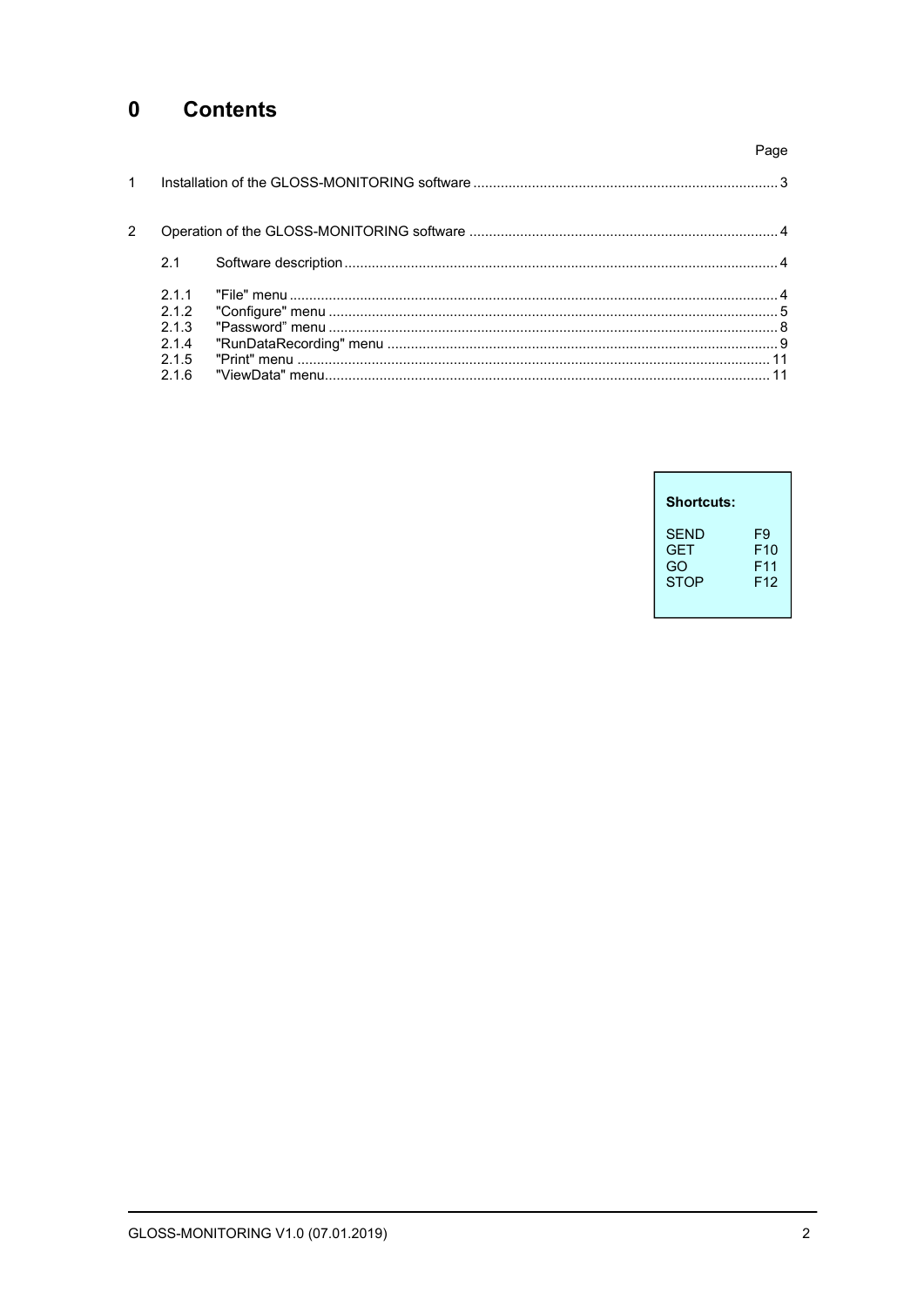# 0 Contents

| | | Page |
|---|---|---|
| 1 | Installation of the GLOSS-MONITORING software | 3 |
| 2 | Operation of the GLOSS-MONITORING software | 4 |
| 2.1 | Software description | 4 |
| 2.1.1 | "File" menu | 4 |
| 2.1.2 | "Configure" menu | 5 |
| 2.1.3 | "Password" menu | 8 |
| 2.1.4 | "RunDataRecording" menu | 9 |
| 2.1.5 | "Print" menu | 11 |
| 2.1.6 | "ViewData" menu | 11 |

**Shortcuts:**

| | |
|---|---|
| SEND | F9 |
| GET | F10 |
| GO | F11 |
| STOP | F12 |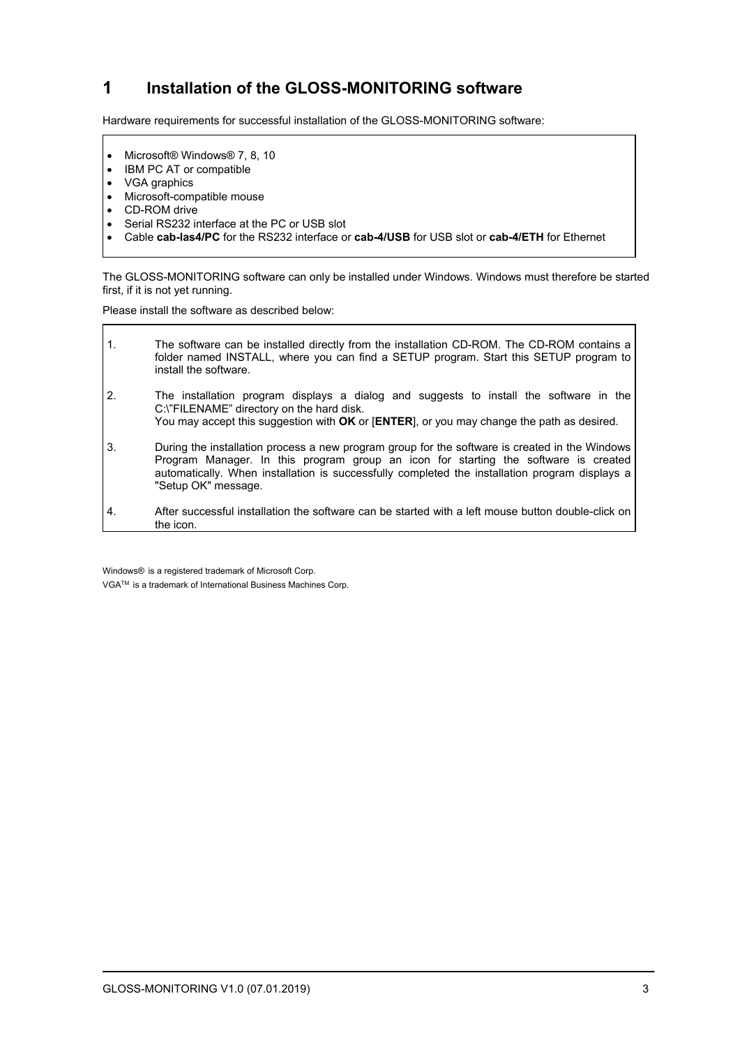# 1 Installation of the GLOSS-MONITORING software

Hardware requirements for successful installation of the GLOSS-MONITORING software:

- Microsoft® Windows® 7, 8, 10
- IBM PC AT or compatible
- VGA graphics
- Microsoft-compatible mouse
- CD-ROM drive
- Serial RS232 interface at the PC or USB slot
- Cable **cab-las4/PC** for the RS232 interface or **cab-4/USB** for USB slot or **cab-4/ETH** for Ethernet

The GLOSS-MONITORING software can only be installed under Windows. Windows must therefore be started first, if it is not yet running.

Please install the software as described below:

1. The software can be installed directly from the installation CD-ROM. The CD-ROM contains a folder named INSTALL, where you can find a SETUP program. Start this SETUP program to install the software.
2. The installation program displays a dialog and suggests to install the software in the C:\"FILENAME" directory on the hard disk.
   You may accept this suggestion with **OK** or [**ENTER**], or you may change the path as desired.
3. During the installation process a new program group for the software is created in the Windows Program Manager. In this program group an icon for starting the software is created automatically. When installation is successfully completed the installation program displays a "Setup OK" message.
4. After successful installation the software can be started with a left mouse button double-click on the icon.

Windows® is a registered trademark of Microsoft Corp.

VGA™ is a trademark of International Business Machines Corp.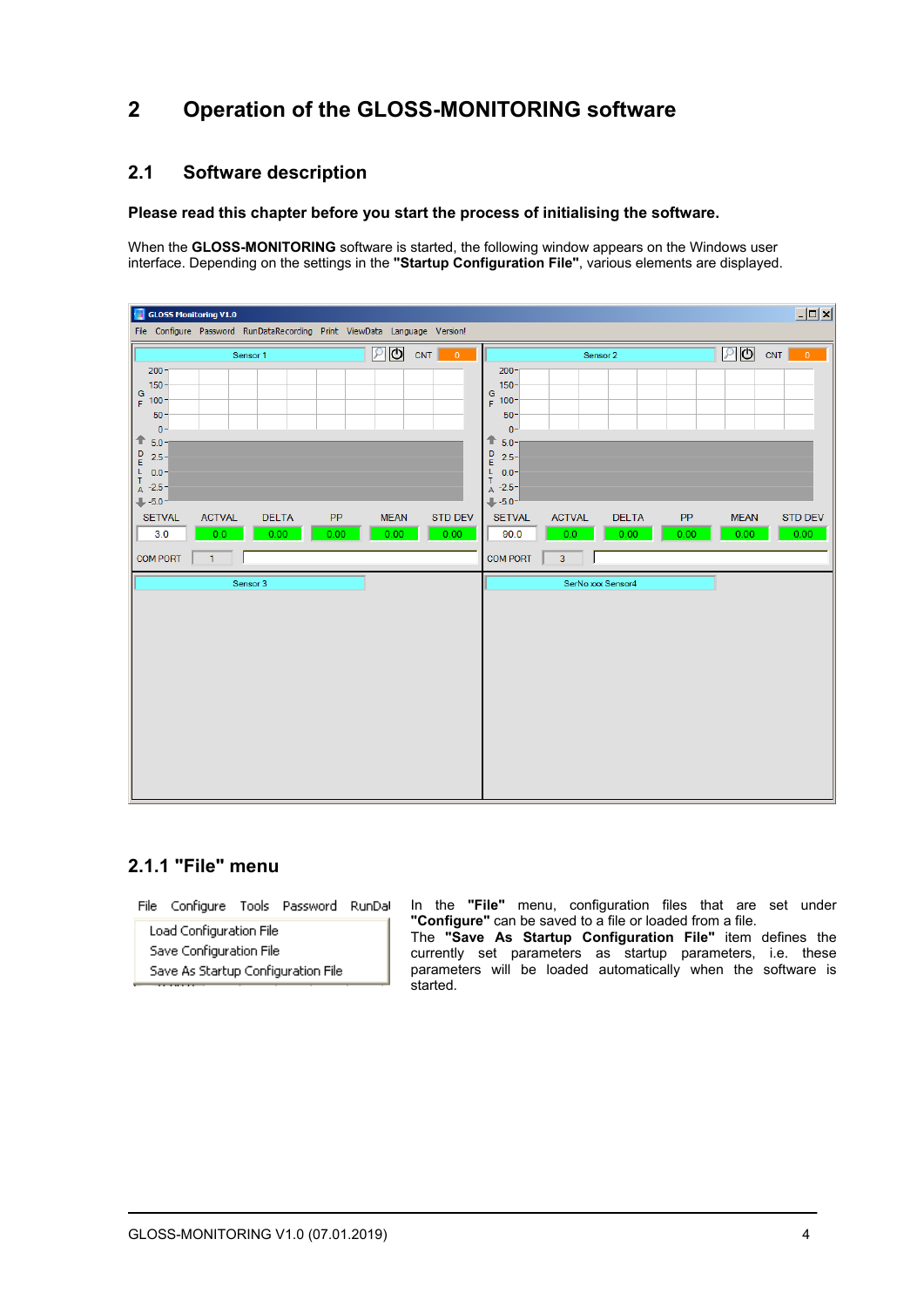# 2 Operation of the GLOSS-MONITORING software

## 2.1 Software description

**Please read this chapter before you start the process of initialising the software.**

When the **GLOSS-MONITORING** software is started, the following window appears on the Windows user interface. Depending on the settings in the **"Startup Configuration File"**, various elements are displayed.

### 2.1.1 "File" menu

In the **"File"** menu, configuration files that are set under **"Configure"** can be saved to a file or loaded from a file.

The **"Save As Startup Configuration File"** item defines the currently set parameters as startup parameters, i.e. these parameters will be loaded automatically when the software is started.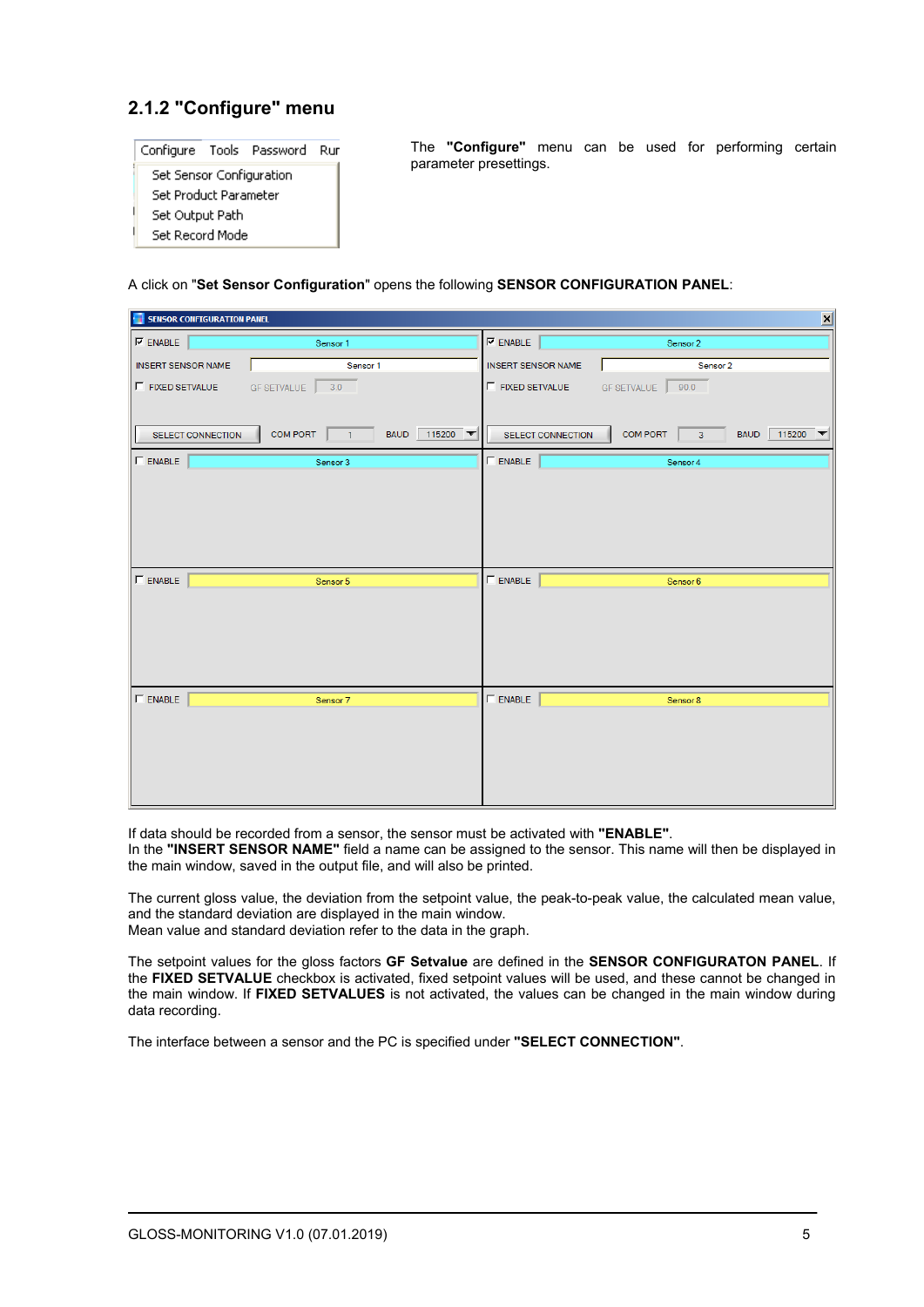### 2.1.2 "Configure" menu

The **"Configure"** menu can be used for performing certain parameter presettings.

A click on "**Set Sensor Configuration**" opens the following **SENSOR CONFIGURATION PANEL**:

If data should be recorded from a sensor, the sensor must be activated with **"ENABLE"**.
In the **"INSERT SENSOR NAME"** field a name can be assigned to the sensor. This name will then be displayed in the main window, saved in the output file, and will also be printed.

The current gloss value, the deviation from the setpoint value, the peak-to-peak value, the calculated mean value, and the standard deviation are displayed in the main window.
Mean value and standard deviation refer to the data in the graph.

The setpoint values for the gloss factors **GF Setvalue** are defined in the **SENSOR CONFIGURATON PANEL**. If the **FIXED SETVALUE** checkbox is activated, fixed setpoint values will be used, and these cannot be changed in the main window. If **FIXED SETVALUES** is not activated, the values can be changed in the main window during data recording.

The interface between a sensor and the PC is specified under **"SELECT CONNECTION"**.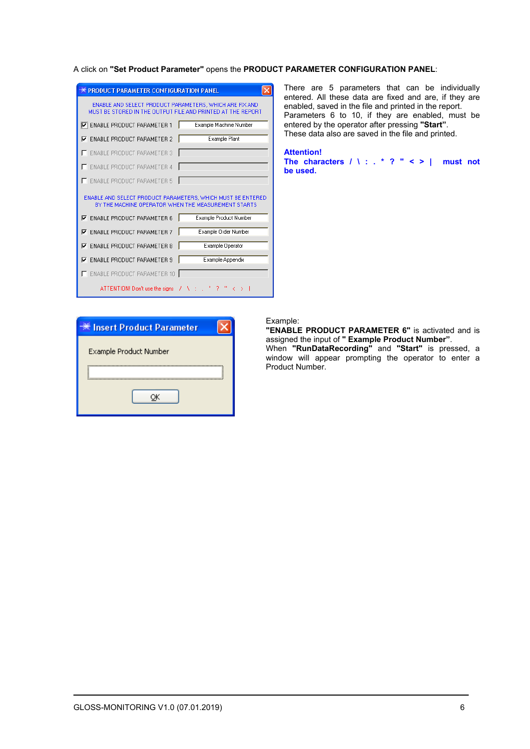A click on **"Set Product Parameter"** opens the **PRODUCT PARAMETER CONFIGURATION PANEL**:

There are 5 parameters that can be individually entered. All these data are fixed and are, if they are enabled, saved in the file and printed in the report. Parameters 6 to 10, if they are enabled, must be entered by the operator after pressing **"Start"**. These data also are saved in the file and printed.

**Attention!**
**The characters / \ : . * ? " < > | must not be used.**

Example:
**"ENABLE PRODUCT PARAMETER 6"** is activated and is assigned the input of **" Example Product Number"**.
When **"RunDataRecording"** and **"Start"** is pressed, a window will appear prompting the operator to enter a Product Number.

GLOSS-MONITORING V1.0 (07.01.2019)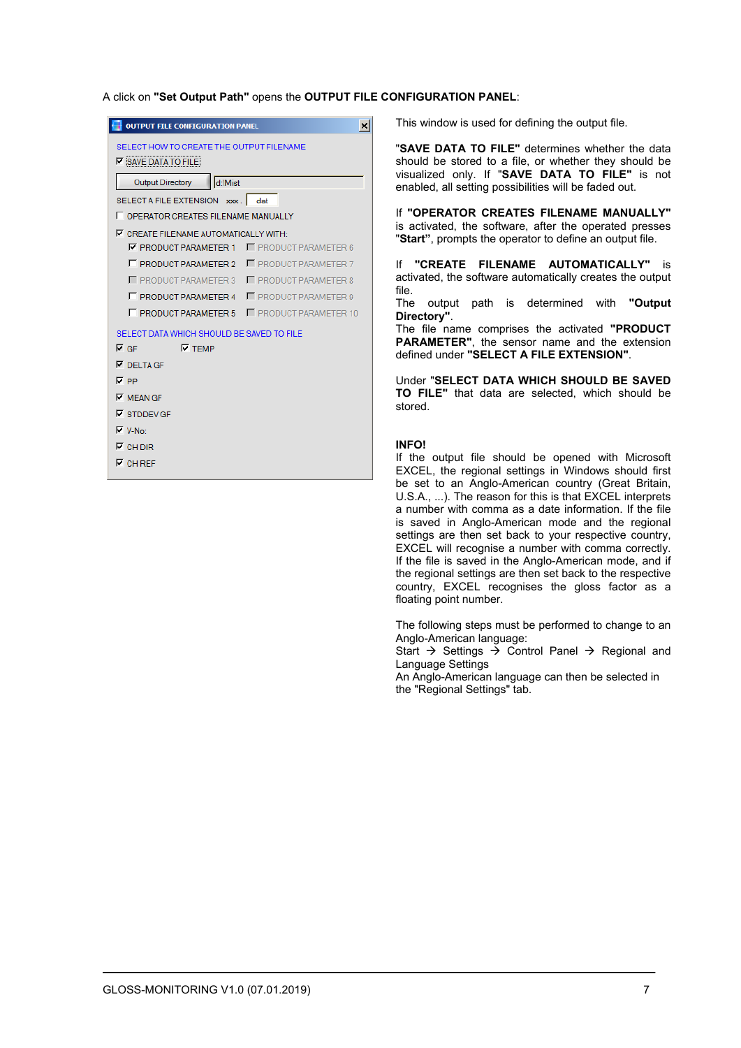A click on **"Set Output Path"** opens the **OUTPUT FILE CONFIGURATION PANEL**:

This window is used for defining the output file.

**"SAVE DATA TO FILE"** determines whether the data should be stored to a file, or whether they should be visualized only. If **"SAVE DATA TO FILE"** is not enabled, all setting possibilities will be faded out.

If **"OPERATOR CREATES FILENAME MANUALLY"** is activated, the software, after the operated presses "**Start"**, prompts the operator to define an output file.

If **"CREATE FILENAME AUTOMATICALLY"** is activated, the software automatically creates the output file.
The output path is determined with **"Output Directory"**.
The file name comprises the activated **"PRODUCT PARAMETER"**, the sensor name and the extension defined under **"SELECT A FILE EXTENSION"**.

Under "**SELECT DATA WHICH SHOULD BE SAVED TO FILE"** that data are selected, which should be stored.

**INFO!**
If the output file should be opened with Microsoft EXCEL, the regional settings in Windows should first be set to an Anglo-American country (Great Britain, U.S.A., ...). The reason for this is that EXCEL interprets a number with comma as a date information. If the file is saved in Anglo-American mode and the regional settings are then set back to your respective country, EXCEL will recognise a number with comma correctly. If the file is saved in the Anglo-American mode, and if the regional settings are then set back to the respective country, EXCEL recognises the gloss factor as a floating point number.

The following steps must be performed to change to an Anglo-American language:
Start → Settings → Control Panel → Regional and Language Settings
An Anglo-American language can then be selected in the "Regional Settings" tab.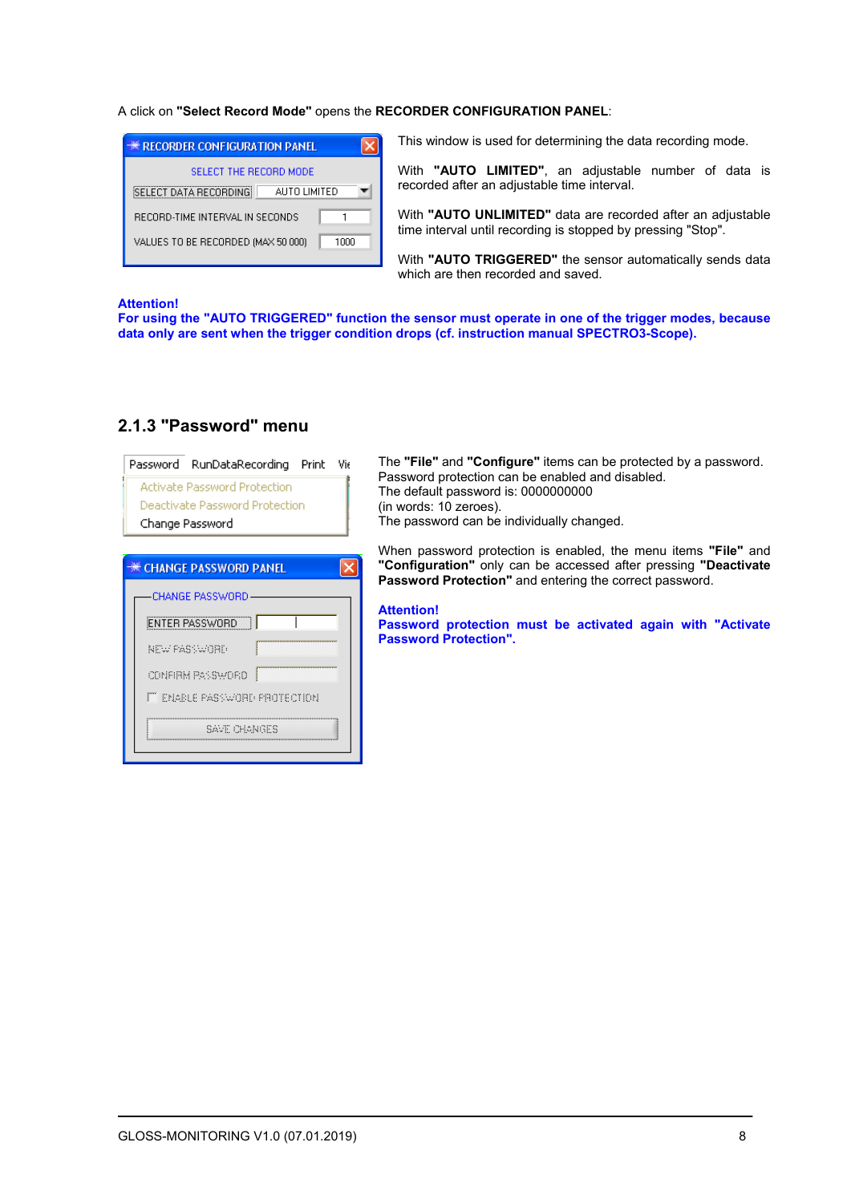A click on **"Select Record Mode"** opens the **RECORDER CONFIGURATION PANEL**:

This window is used for determining the data recording mode.

With **"AUTO LIMITED"**, an adjustable number of data is recorded after an adjustable time interval.

With **"AUTO UNLIMITED"** data are recorded after an adjustable time interval until recording is stopped by pressing "Stop".

With **"AUTO TRIGGERED"** the sensor automatically sends data which are then recorded and saved.

**Attention!**
**For using the "AUTO TRIGGERED" function the sensor must operate in one of the trigger modes, because data only are sent when the trigger condition drops (cf. instruction manual SPECTRO3-Scope).**

## 2.1.3 "Password" menu

The **"File"** and **"Configure"** items can be protected by a password.
Password protection can be enabled and disabled.
The default password is: 0000000000
(in words: 10 zeroes).
The password can be individually changed.

When password protection is enabled, the menu items **"File"** and **"Configuration"** only can be accessed after pressing **"Deactivate Password Protection"** and entering the correct password.

**Attention!**
**Password protection must be activated again with "Activate Password Protection".**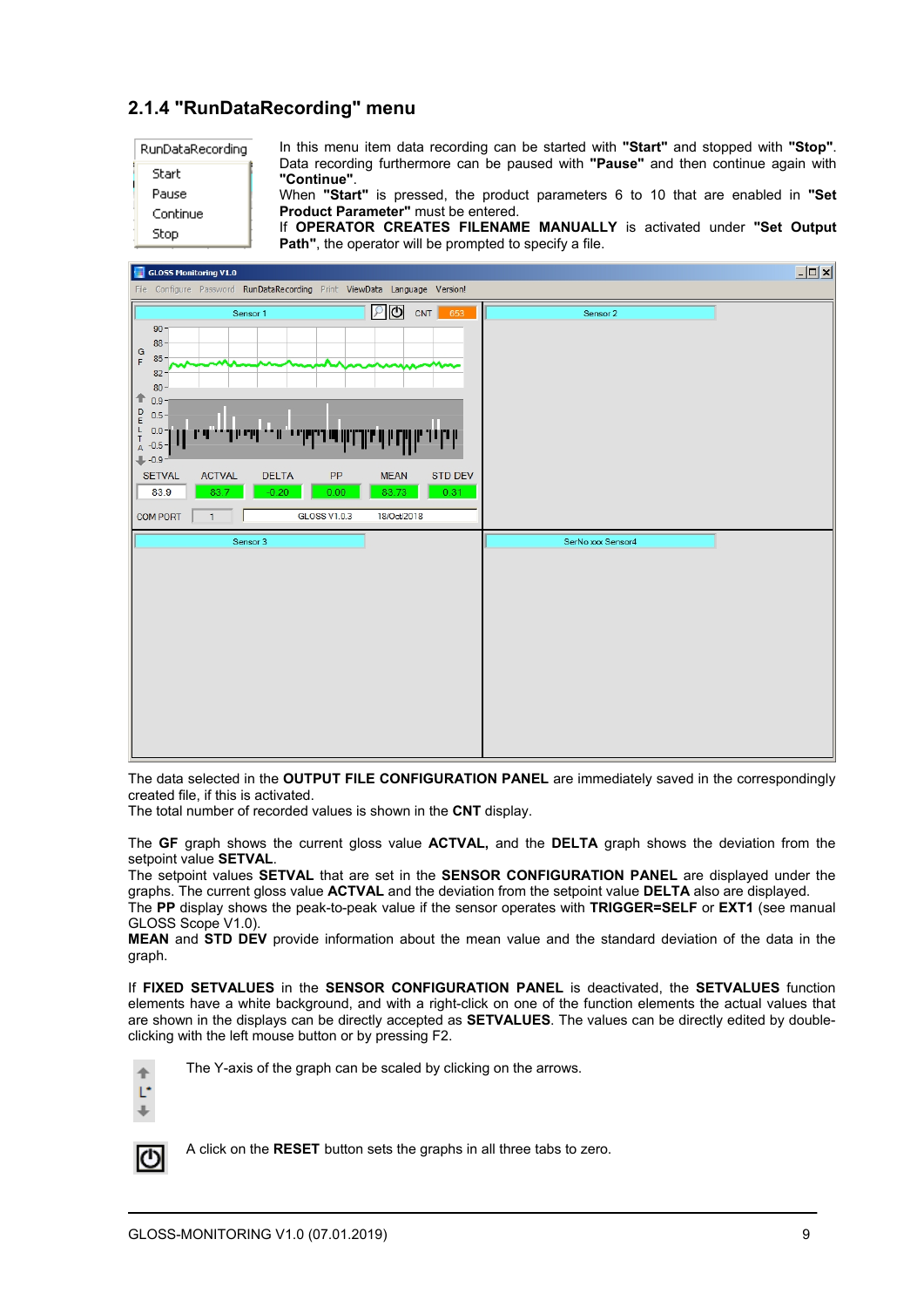## 2.1.4 "RunDataRecording" menu

In this menu item data recording can be started with **"Start"** and stopped with **"Stop"**. Data recording furthermore can be paused with **"Pause"** and then continue again with **"Continue"**.
When **"Start"** is pressed, the product parameters 6 to 10 that are enabled in **"Set Product Parameter"** must be entered.
If **OPERATOR CREATES FILENAME MANUALLY** is activated under **"Set Output Path"**, the operator will be prompted to specify a file.

The data selected in the **OUTPUT FILE CONFIGURATION PANEL** are immediately saved in the correspondingly created file, if this is activated.
The total number of recorded values is shown in the **CNT** display.

The **GF** graph shows the current gloss value **ACTVAL,** and the **DELTA** graph shows the deviation from the setpoint value **SETVAL**.
The setpoint values **SETVAL** that are set in the **SENSOR CONFIGURATION PANEL** are displayed under the graphs. The current gloss value **ACTVAL** and the deviation from the setpoint value **DELTA** also are displayed.
The **PP** display shows the peak-to-peak value if the sensor operates with **TRIGGER=SELF** or **EXT1** (see manual GLOSS Scope V1.0).
**MEAN** and **STD DEV** provide information about the mean value and the standard deviation of the data in the graph.

If **FIXED SETVALUES** in the **SENSOR CONFIGURATION PANEL** is deactivated, the **SETVALUES** function elements have a white background, and with a right-click on one of the function elements the actual values that are shown in the displays can be directly accepted as **SETVALUES**. The values can be directly edited by double-clicking with the left mouse button or by pressing F2.

The Y-axis of the graph can be scaled by clicking on the arrows.

A click on the **RESET** button sets the graphs in all three tabs to zero.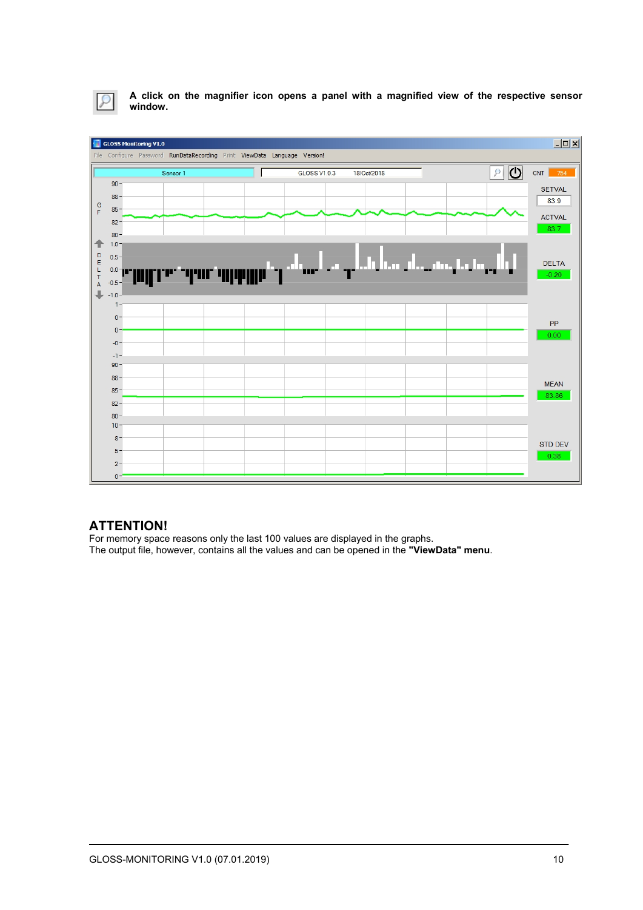**A click on the magnifier icon opens a panel with a magnified view of the respective sensor window.**

## ATTENTION!

For memory space reasons only the last 100 values are displayed in the graphs.
The output file, however, contains all the values and can be opened in the **"ViewData" menu**.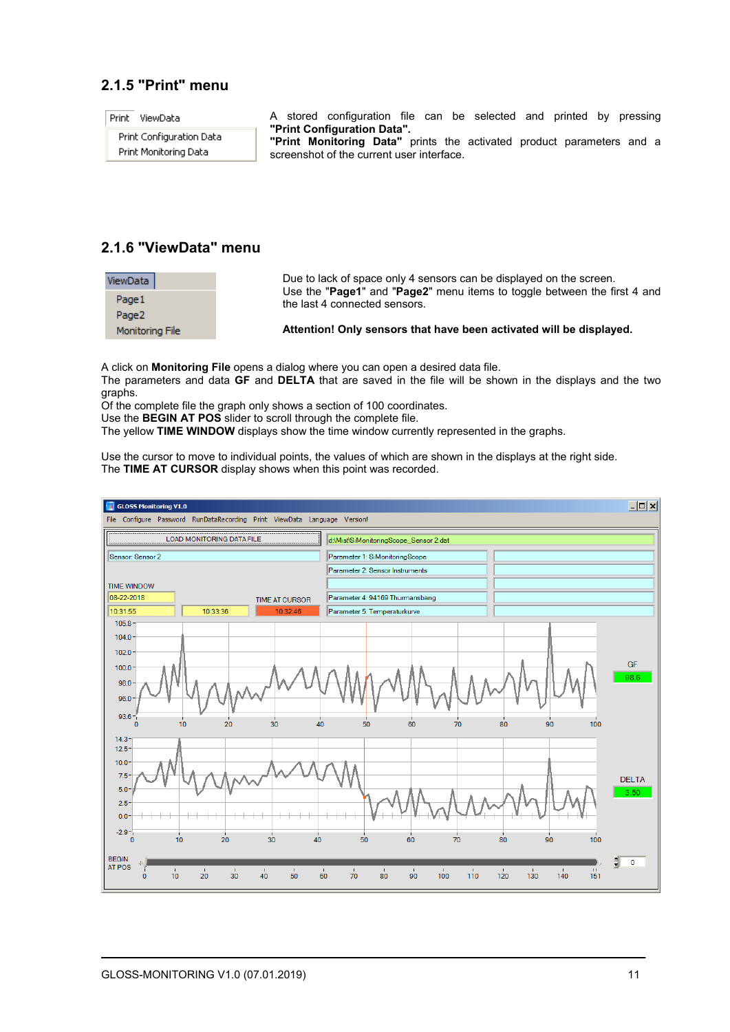### 2.1.5 "Print" menu

Print ViewData

Print Configuration Data
Print Monitoring Data

A stored configuration file can be selected and printed by pressing **"Print Configuration Data".**
**"Print Monitoring Data"** prints the activated product parameters and a screenshot of the current user interface.

### 2.1.6 "ViewData" menu

ViewData

Page1
Page2
Monitoring File

Due to lack of space only 4 sensors can be displayed on the screen.
Use the "**Page1**" and "**Page2**" menu items to toggle between the first 4 and the last 4 connected sensors.

**Attention! Only sensors that have been activated will be displayed.**

A click on **Monitoring File** opens a dialog where you can open a desired data file.
The parameters and data **GF** and **DELTA** that are saved in the file will be shown in the displays and the two graphs.
Of the complete file the graph only shows a section of 100 coordinates.
Use the **BEGIN AT POS** slider to scroll through the complete file.
The yellow **TIME WINDOW** displays show the time window currently represented in the graphs.

Use the cursor to move to individual points, the values of which are shown in the displays at the right side.
The **TIME AT CURSOR** display shows when this point was recorded.

GLOSS Monitoring V1.0
File Configure Password RunDataRecording Print ViewData Language Version!
LOAD MONITORING DATA FILE
d:\Mist\SiMonitoringScope_Sensor 2.dat
Sensor: Sensor 2
Parameter 1: SiMonitoringScope
Parameter 2: Sensor Instruments
Parameter 4: 94169 Thurmansbang
Parameter 5: Temperaturkurve
TIME WINDOW
08-22-2018
10:31:55
10:33:36
TIME AT CURSOR
10:32:46
105.8
104.0
102.0
100.0
98.0
96.0
93.6
0 10 20 30 40 50 60 70 80 90 100
GF
98.6
14.3
12.5
10.0
7.5
5.0
2.5
0.0
-2.9
0 10 20 30 40 50 60 70 80 90 100
DELTA
3.50
BEGIN AT POS
0 10 20 30 40 50 60 70 80 90 100 110 120 130 140 151
0